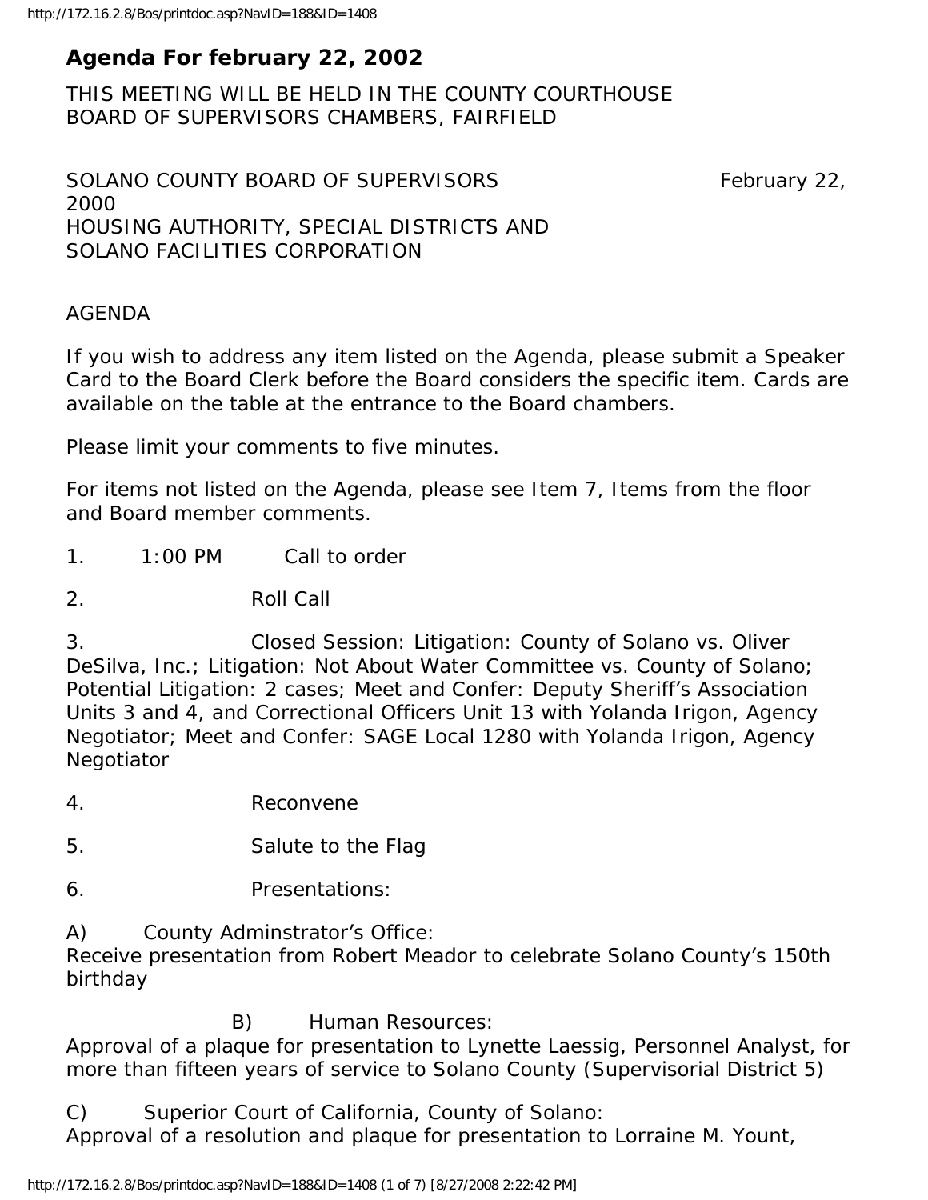# Agenda For february 22, 2002

THIS MEETING WILL BE HELD IN THE COUNTY COURTHOUSE
BOARD OF SUPERVISORS CHAMBERS, FAIRFIELD

SOLANO COUNTY BOARD OF SUPERVISORS February 22, 2000
HOUSING AUTHORITY, SPECIAL DISTRICTS AND
SOLANO FACILITIES CORPORATION

AGENDA

If you wish to address any item listed on the Agenda, please submit a Speaker Card to the Board Clerk before the Board considers the specific item. Cards are available on the table at the entrance to the Board chambers.

Please limit your comments to five minutes.

For items not listed on the Agenda, please see Item 7, Items from the floor and Board member comments.

1. 1:00 PM Call to order

2. Roll Call

3. Closed Session: Litigation: County of Solano vs. Oliver DeSilva, Inc.; Litigation: Not About Water Committee vs. County of Solano; Potential Litigation: 2 cases; Meet and Confer: Deputy Sheriff's Association Units 3 and 4, and Correctional Officers Unit 13 with Yolanda Irigon, Agency Negotiator; Meet and Confer: SAGE Local 1280 with Yolanda Irigon, Agency Negotiator

4. Reconvene

5. Salute to the Flag

6. Presentations:

A) County Adminstrator's Office:
Receive presentation from Robert Meador to celebrate Solano County's 150th birthday

B) Human Resources:
Approval of a plaque for presentation to Lynette Laessig, Personnel Analyst, for more than fifteen years of service to Solano County (Supervisorial District 5)

C) Superior Court of California, County of Solano:
Approval of a resolution and plaque for presentation to Lorraine M. Yount,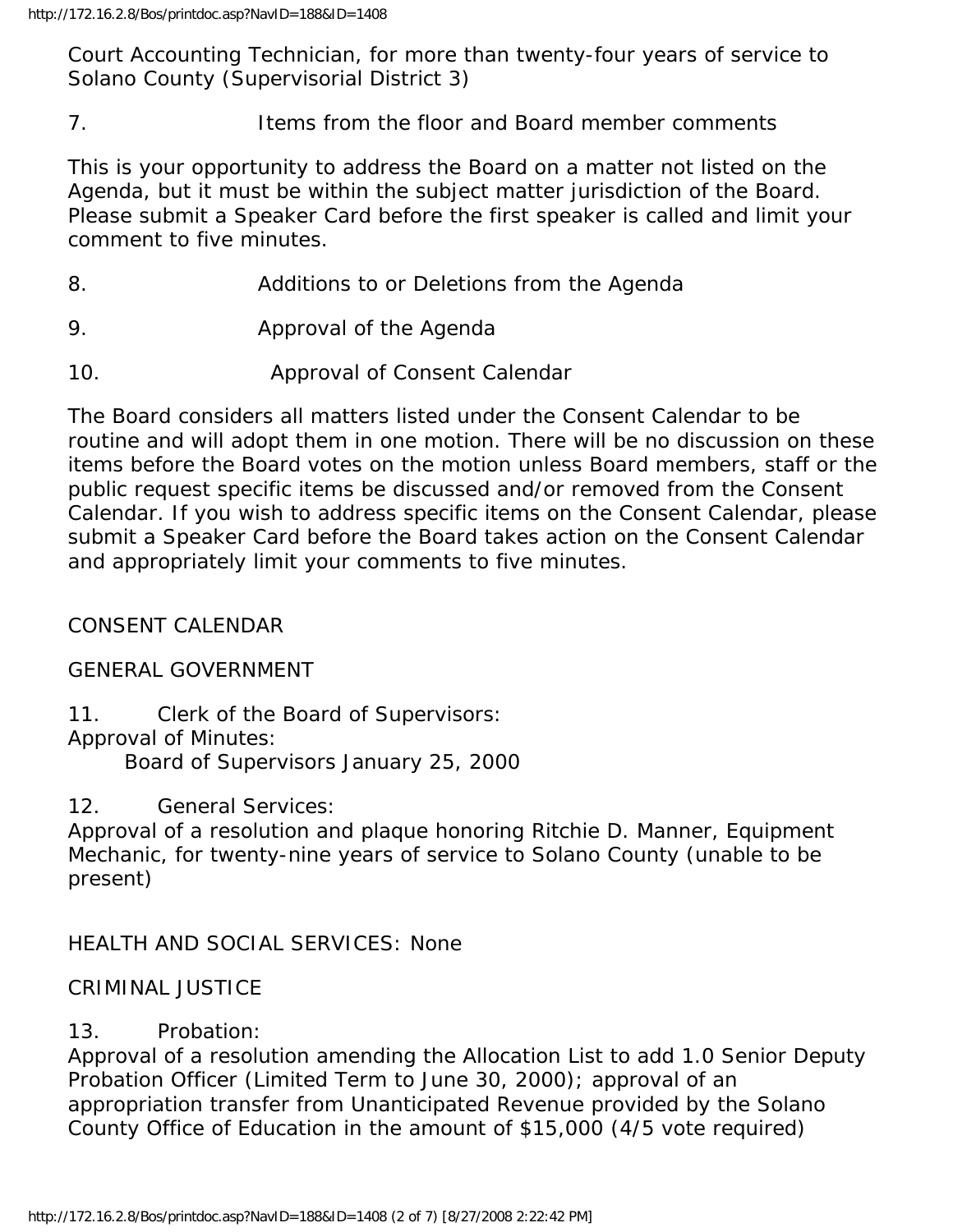Court Accounting Technician, for more than twenty-four years of service to Solano County (Supervisorial District 3)

7. Items from the floor and Board member comments

This is your opportunity to address the Board on a matter not listed on the Agenda, but it must be within the subject matter jurisdiction of the Board. Please submit a Speaker Card before the first speaker is called and limit your comment to five minutes.

8. Additions to or Deletions from the Agenda

9. Approval of the Agenda

10. Approval of Consent Calendar

The Board considers all matters listed under the Consent Calendar to be routine and will adopt them in one motion. There will be no discussion on these items before the Board votes on the motion unless Board members, staff or the public request specific items be discussed and/or removed from the Consent Calendar. If you wish to address specific items on the Consent Calendar, please submit a Speaker Card before the Board takes action on the Consent Calendar and appropriately limit your comments to five minutes.

CONSENT CALENDAR

GENERAL GOVERNMENT

11. Clerk of the Board of Supervisors:
Approval of Minutes:
Board of Supervisors January 25, 2000

12. General Services:
Approval of a resolution and plaque honoring Ritchie D. Manner, Equipment Mechanic, for twenty-nine years of service to Solano County (unable to be present)

HEALTH AND SOCIAL SERVICES: None

CRIMINAL JUSTICE

13. Probation:
Approval of a resolution amending the Allocation List to add 1.0 Senior Deputy Probation Officer (Limited Term to June 30, 2000); approval of an appropriation transfer from Unanticipated Revenue provided by the Solano County Office of Education in the amount of $15,000 (4/5 vote required)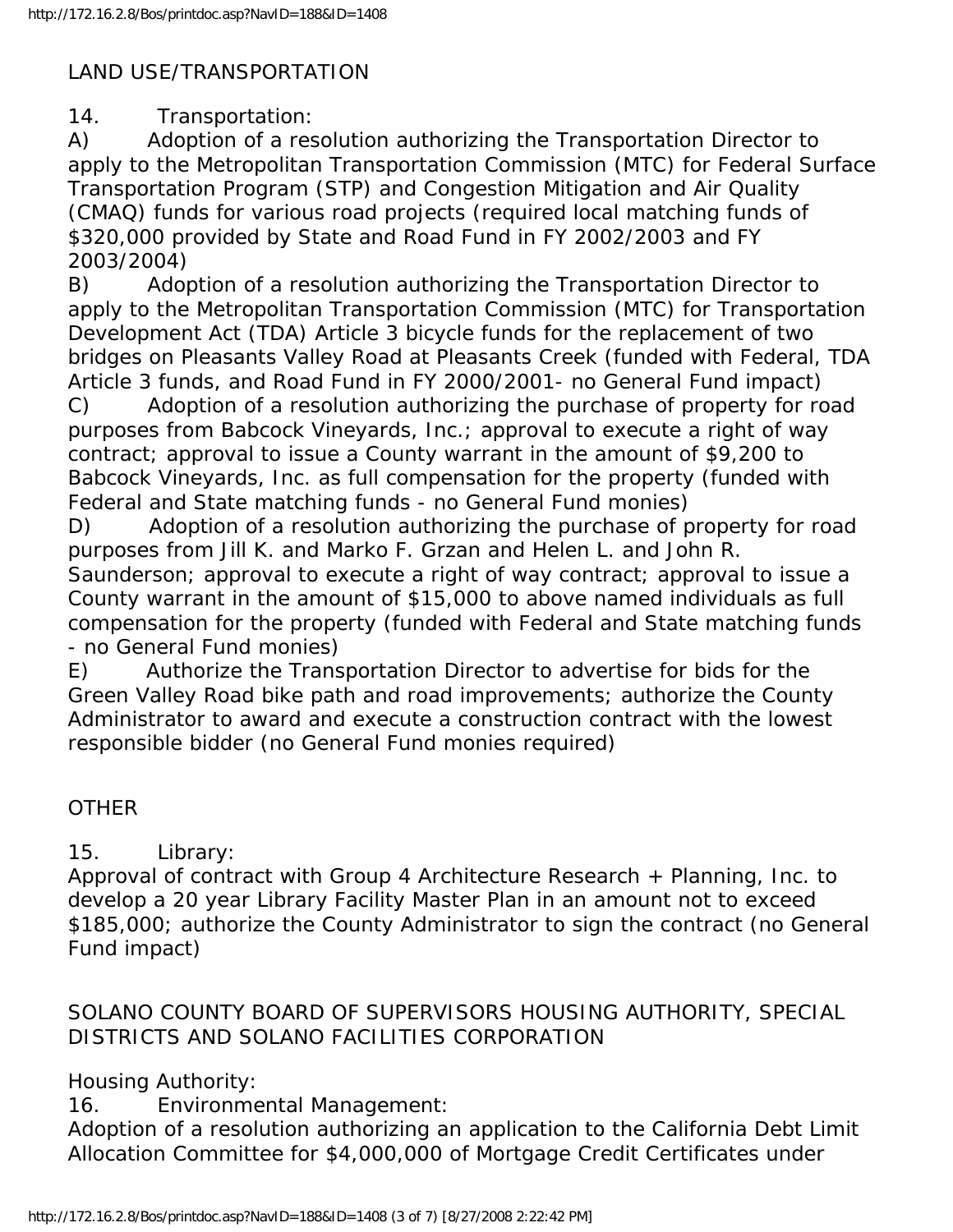LAND USE/TRANSPORTATION

14. Transportation:

A) Adoption of a resolution authorizing the Transportation Director to apply to the Metropolitan Transportation Commission (MTC) for Federal Surface Transportation Program (STP) and Congestion Mitigation and Air Quality (CMAQ) funds for various road projects (required local matching funds of $320,000 provided by State and Road Fund in FY 2002/2003 and FY 2003/2004)

B) Adoption of a resolution authorizing the Transportation Director to apply to the Metropolitan Transportation Commission (MTC) for Transportation Development Act (TDA) Article 3 bicycle funds for the replacement of two bridges on Pleasants Valley Road at Pleasants Creek (funded with Federal, TDA Article 3 funds, and Road Fund in FY 2000/2001- no General Fund impact)

C) Adoption of a resolution authorizing the purchase of property for road purposes from Babcock Vineyards, Inc.; approval to execute a right of way contract; approval to issue a County warrant in the amount of $9,200 to Babcock Vineyards, Inc. as full compensation for the property (funded with Federal and State matching funds - no General Fund monies)

D) Adoption of a resolution authorizing the purchase of property for road purposes from Jill K. and Marko F. Grzan and Helen L. and John R. Saunderson; approval to execute a right of way contract; approval to issue a County warrant in the amount of $15,000 to above named individuals as full compensation for the property (funded with Federal and State matching funds - no General Fund monies)

E) Authorize the Transportation Director to advertise for bids for the Green Valley Road bike path and road improvements; authorize the County Administrator to award and execute a construction contract with the lowest responsible bidder (no General Fund monies required)

OTHER

15. Library:

Approval of contract with Group 4 Architecture Research + Planning, Inc. to develop a 20 year Library Facility Master Plan in an amount not to exceed $185,000; authorize the County Administrator to sign the contract (no General Fund impact)

SOLANO COUNTY BOARD OF SUPERVISORS HOUSING AUTHORITY, SPECIAL DISTRICTS AND SOLANO FACILITIES CORPORATION

Housing Authority:

16. Environmental Management:

Adoption of a resolution authorizing an application to the California Debt Limit Allocation Committee for $4,000,000 of Mortgage Credit Certificates under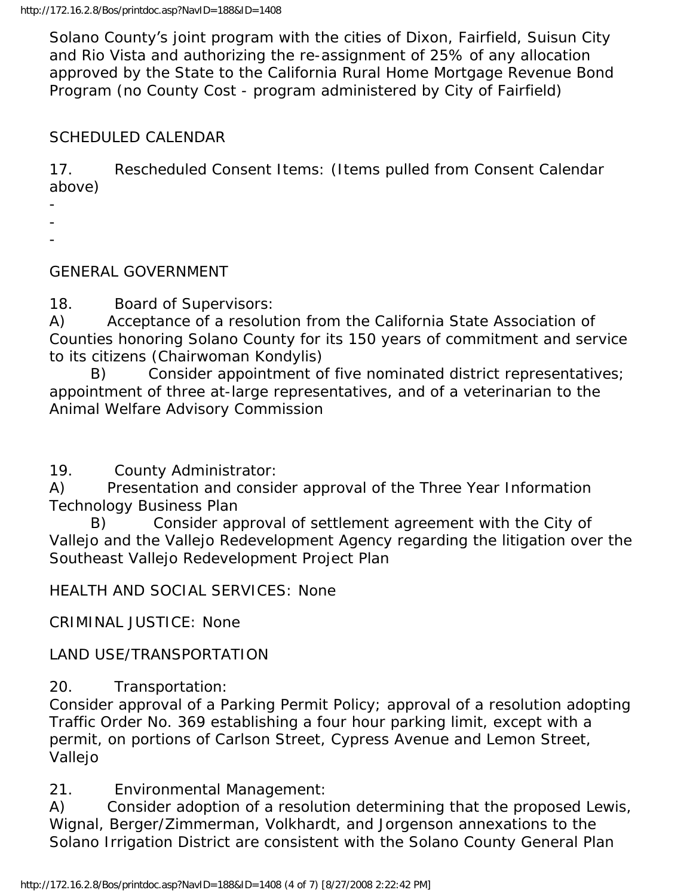Solano County's joint program with the cities of Dixon, Fairfield, Suisun City and Rio Vista and authorizing the re-assignment of 25% of any allocation approved by the State to the California Rural Home Mortgage Revenue Bond Program (no County Cost - program administered by City of Fairfield)

SCHEDULED CALENDAR

17. Rescheduled Consent Items: (Items pulled from Consent Calendar above)

-
-
-

GENERAL GOVERNMENT

18. Board of Supervisors:

A) Acceptance of a resolution from the California State Association of Counties honoring Solano County for its 150 years of commitment and service to its citizens (Chairwoman Kondylis)

B) Consider appointment of five nominated district representatives; appointment of three at-large representatives, and of a veterinarian to the Animal Welfare Advisory Commission

19. County Administrator:

A) Presentation and consider approval of the Three Year Information Technology Business Plan

B) Consider approval of settlement agreement with the City of Vallejo and the Vallejo Redevelopment Agency regarding the litigation over the Southeast Vallejo Redevelopment Project Plan

HEALTH AND SOCIAL SERVICES: None

CRIMINAL JUSTICE: None

LAND USE/TRANSPORTATION

20. Transportation:

Consider approval of a Parking Permit Policy; approval of a resolution adopting Traffic Order No. 369 establishing a four hour parking limit, except with a permit, on portions of Carlson Street, Cypress Avenue and Lemon Street, Vallejo

21. Environmental Management:

A) Consider adoption of a resolution determining that the proposed Lewis, Wignal, Berger/Zimmerman, Volkhardt, and Jorgenson annexations to the Solano Irrigation District are consistent with the Solano County General Plan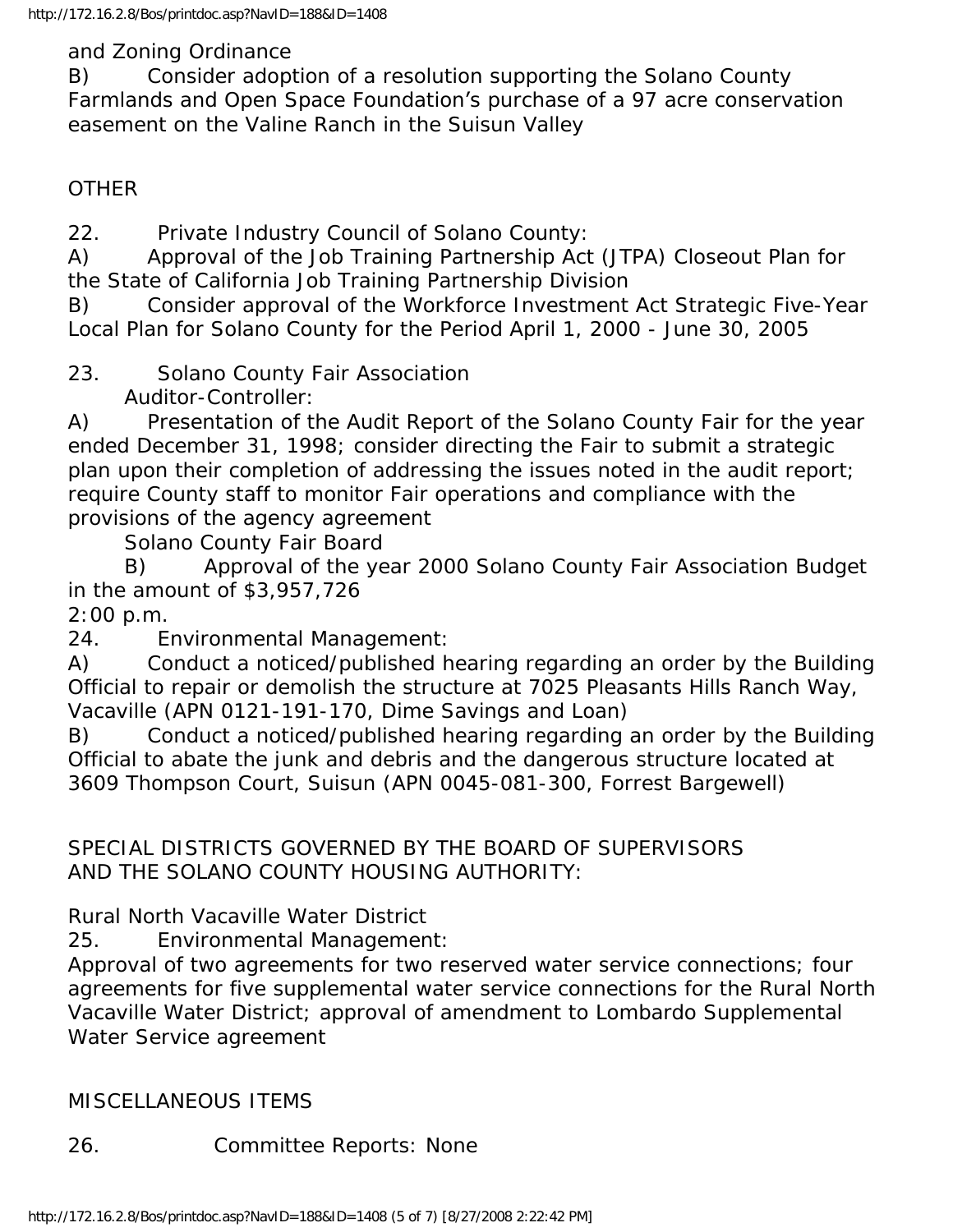and Zoning Ordinance

B) Consider adoption of a resolution supporting the Solano County Farmlands and Open Space Foundation's purchase of a 97 acre conservation easement on the Valine Ranch in the Suisun Valley

OTHER

22. Private Industry Council of Solano County:

A) Approval of the Job Training Partnership Act (JTPA) Closeout Plan for the State of California Job Training Partnership Division

B) Consider approval of the Workforce Investment Act Strategic Five-Year Local Plan for Solano County for the Period April 1, 2000 - June 30, 2005

23. Solano County Fair Association

Auditor-Controller:

A) Presentation of the Audit Report of the Solano County Fair for the year ended December 31, 1998; consider directing the Fair to submit a strategic plan upon their completion of addressing the issues noted in the audit report; require County staff to monitor Fair operations and compliance with the provisions of the agency agreement

Solano County Fair Board

B) Approval of the year 2000 Solano County Fair Association Budget in the amount of $3,957,726

2:00 p.m.

24. Environmental Management:

A) Conduct a noticed/published hearing regarding an order by the Building Official to repair or demolish the structure at 7025 Pleasants Hills Ranch Way, Vacaville (APN 0121-191-170, Dime Savings and Loan)

B) Conduct a noticed/published hearing regarding an order by the Building Official to abate the junk and debris and the dangerous structure located at 3609 Thompson Court, Suisun (APN 0045-081-300, Forrest Bargewell)

SPECIAL DISTRICTS GOVERNED BY THE BOARD OF SUPERVISORS AND THE SOLANO COUNTY HOUSING AUTHORITY:

Rural North Vacaville Water District

25. Environmental Management:

Approval of two agreements for two reserved water service connections; four agreements for five supplemental water service connections for the Rural North Vacaville Water District; approval of amendment to Lombardo Supplemental Water Service agreement

MISCELLANEOUS ITEMS

26. Committee Reports: None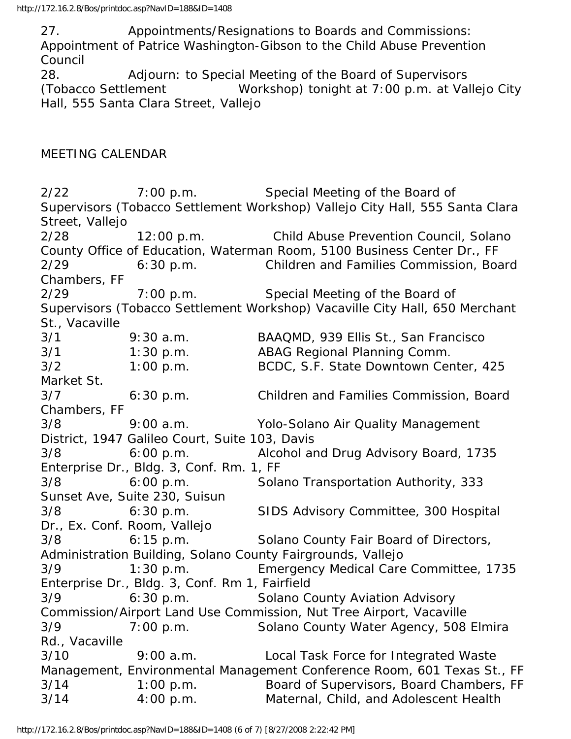27. Appointments/Resignations to Boards and Commissions: Appointment of Patrice Washington-Gibson to the Child Abuse Prevention Council

28. Adjourn: to Special Meeting of the Board of Supervisors (Tobacco Settlement Workshop) tonight at 7:00 p.m. at Vallejo City Hall, 555 Santa Clara Street, Vallejo

MEETING CALENDAR

| | | |
|---|---|---|
| 2/22 | 7:00 p.m. | Special Meeting of the Board of Supervisors (Tobacco Settlement Workshop) Vallejo City Hall, 555 Santa Clara Street, Vallejo |
| 2/28 | 12:00 p.m. | Child Abuse Prevention Council, Solano County Office of Education, Waterman Room, 5100 Business Center Dr., FF |
| 2/29 | 6:30 p.m. | Children and Families Commission, Board Chambers, FF |
| 2/29 | 7:00 p.m. | Special Meeting of the Board of Supervisors (Tobacco Settlement Workshop) Vacaville City Hall, 650 Merchant St., Vacaville |
| 3/1 | 9:30 a.m. | BAAQMD, 939 Ellis St., San Francisco |
| 3/1 | 1:30 p.m. | ABAG Regional Planning Comm. |
| 3/2 | 1:00 p.m. | BCDC, S.F. State Downtown Center, 425 Market St. |
| 3/7 | 6:30 p.m. | Children and Families Commission, Board Chambers, FF |
| 3/8 | 9:00 a.m. | Yolo-Solano Air Quality Management District, 1947 Galileo Court, Suite 103, Davis |
| 3/8 | 6:00 p.m. | Alcohol and Drug Advisory Board, 1735 Enterprise Dr., Bldg. 3, Conf. Rm. 1, FF |
| 3/8 | 6:00 p.m. | Solano Transportation Authority, 333 Sunset Ave, Suite 230, Suisun |
| 3/8 | 6:30 p.m. | SIDS Advisory Committee, 300 Hospital Dr., Ex. Conf. Room, Vallejo |
| 3/8 | 6:15 p.m. | Solano County Fair Board of Directors, Administration Building, Solano County Fairgrounds, Vallejo |
| 3/9 | 1:30 p.m. | Emergency Medical Care Committee, 1735 Enterprise Dr., Bldg. 3, Conf. Rm 1, Fairfield |
| 3/9 | 6:30 p.m. | Solano County Aviation Advisory Commission/Airport Land Use Commission, Nut Tree Airport, Vacaville |
| 3/9 | 7:00 p.m. | Solano County Water Agency, 508 Elmira Rd., Vacaville |
| 3/10 | 9:00 a.m. | Local Task Force for Integrated Waste Management, Environmental Management Conference Room, 601 Texas St., FF |
| 3/14 | 1:00 p.m. | Board of Supervisors, Board Chambers, FF |
| 3/14 | 4:00 p.m. | Maternal, Child, and Adolescent Health |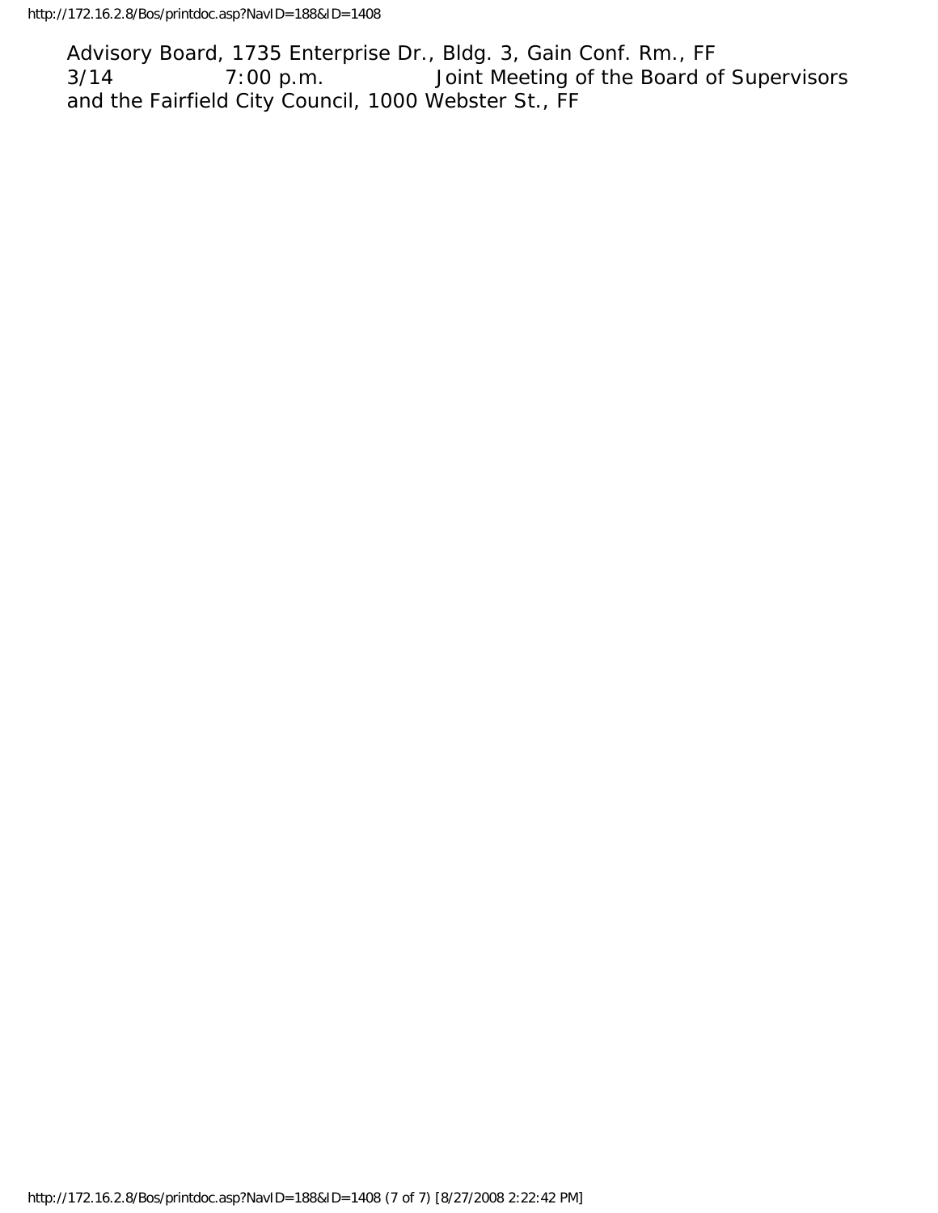Advisory Board, 1735 Enterprise Dr., Bldg. 3, Gain Conf. Rm., FF
3/14 7:00 p.m. Joint Meeting of the Board of Supervisors and the Fairfield City Council, 1000 Webster St., FF